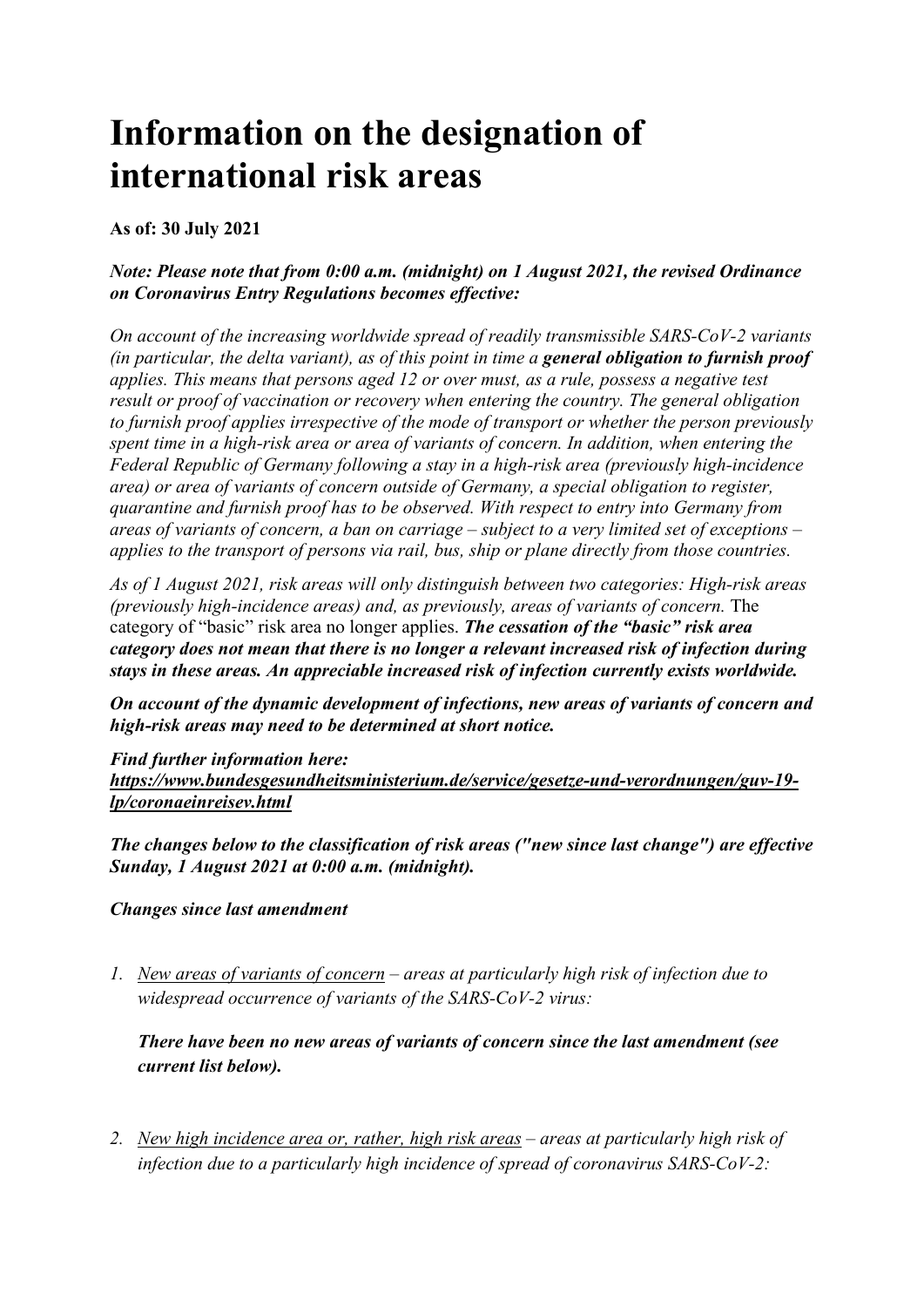# Information on the designation of international risk areas

**As of: 30 July 2021**

***Note: Please note that from 0:00 a.m. (midnight) on 1 August 2021, the revised Ordinance on Coronavirus Entry Regulations becomes effective:***

*On account of the increasing worldwide spread of readily transmissible SARS-CoV-2 variants (in particular, the delta variant), as of this point in time a **general obligation to furnish proof** applies. This means that persons aged 12 or over must, as a rule, possess a negative test result or proof of vaccination or recovery when entering the country. The general obligation to furnish proof applies irrespective of the mode of transport or whether the person previously spent time in a high-risk area or area of variants of concern. In addition, when entering the Federal Republic of Germany following a stay in a high-risk area (previously high-incidence area) or area of variants of concern outside of Germany, a special obligation to register, quarantine and furnish proof has to be observed. With respect to entry into Germany from areas of variants of concern, a ban on carriage – subject to a very limited set of exceptions – applies to the transport of persons via rail, bus, ship or plane directly from those countries.*

*As of 1 August 2021, risk areas will only distinguish between two categories: High-risk areas (previously high-incidence areas) and, as previously, areas of variants of concern.* The category of "basic" risk area no longer applies. ***The cessation of the "basic" risk area category does not mean that there is no longer a relevant increased risk of infection during stays in these areas. An appreciable increased risk of infection currently exists worldwide.***

***On account of the dynamic development of infections, new areas of variants of concern and high-risk areas may need to be determined at short notice.***

***Find further information here:***
***https://www.bundesgesundheitsministerium.de/service/gesetze-und-verordnungen/guv-19-lp/coronaeinreisev.html***

***The changes below to the classification of risk areas ("new since last change") are effective Sunday, 1 August 2021 at 0:00 a.m. (midnight).***

***Changes since last amendment***

1. *New areas of variants of concern – areas at particularly high risk of infection due to widespread occurrence of variants of the SARS-CoV-2 virus:*

   ***There have been no new areas of variants of concern since the last amendment (see current list below).***

2. *New high incidence area or, rather, high risk areas – areas at particularly high risk of infection due to a particularly high incidence of spread of coronavirus SARS-CoV-2:*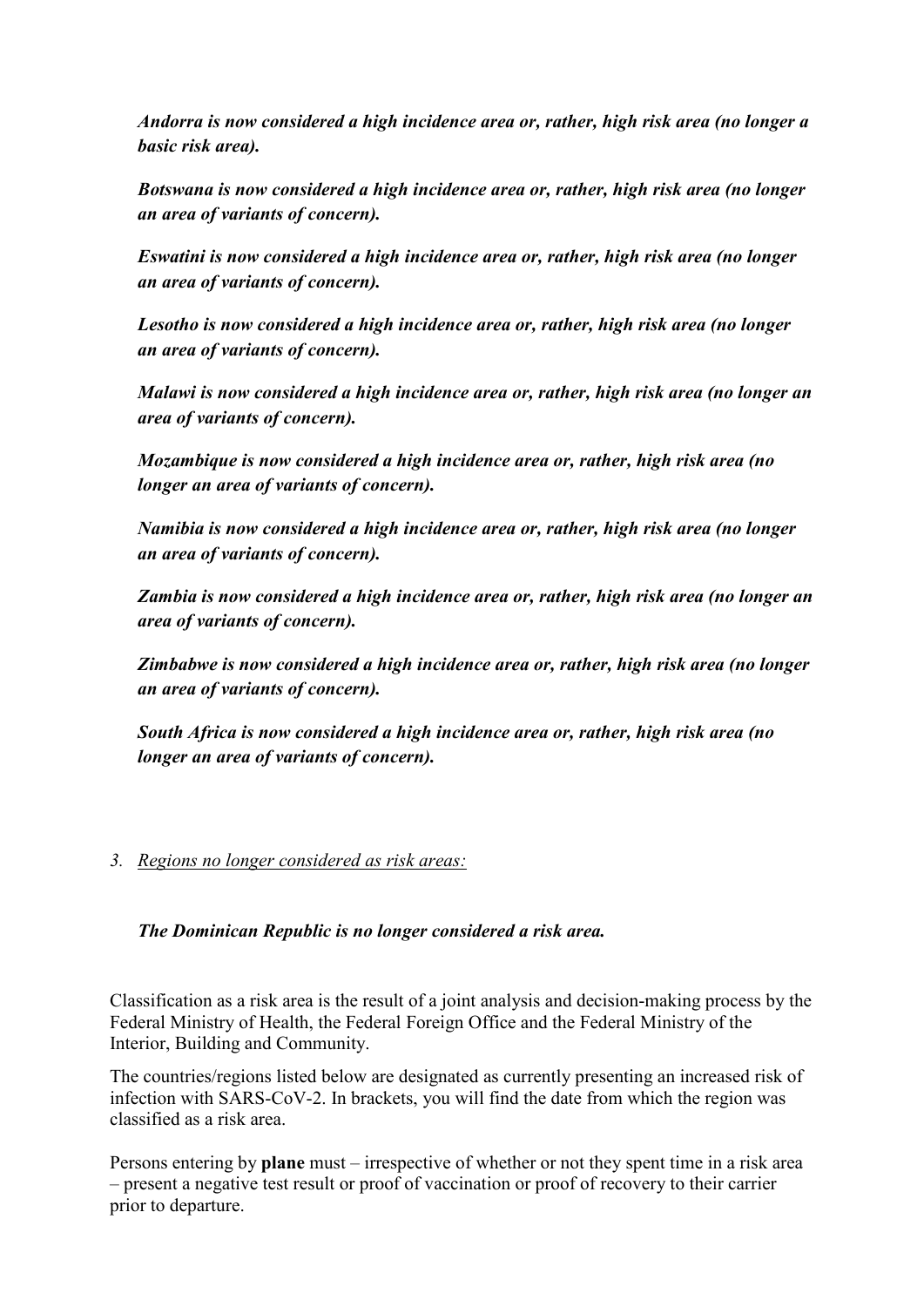***Andorra is now considered a high incidence area or, rather, high risk area (no longer a basic risk area).***

***Botswana is now considered a high incidence area or, rather, high risk area (no longer an area of variants of concern).***

***Eswatini is now considered a high incidence area or, rather, high risk area (no longer an area of variants of concern).***

***Lesotho is now considered a high incidence area or, rather, high risk area (no longer an area of variants of concern).***

***Malawi is now considered a high incidence area or, rather, high risk area (no longer an area of variants of concern).***

***Mozambique is now considered a high incidence area or, rather, high risk area (no longer an area of variants of concern).***

***Namibia is now considered a high incidence area or, rather, high risk area (no longer an area of variants of concern).***

***Zambia is now considered a high incidence area or, rather, high risk area (no longer an area of variants of concern).***

***Zimbabwe is now considered a high incidence area or, rather, high risk area (no longer an area of variants of concern).***

***South Africa is now considered a high incidence area or, rather, high risk area (no longer an area of variants of concern).***

3. *Regions no longer considered as risk areas:*

***The Dominican Republic is no longer considered a risk area.***

Classification as a risk area is the result of a joint analysis and decision-making process by the Federal Ministry of Health, the Federal Foreign Office and the Federal Ministry of the Interior, Building and Community.

The countries/regions listed below are designated as currently presenting an increased risk of infection with SARS-CoV-2. In brackets, you will find the date from which the region was classified as a risk area.

Persons entering by **plane** must – irrespective of whether or not they spent time in a risk area – present a negative test result or proof of vaccination or proof of recovery to their carrier prior to departure.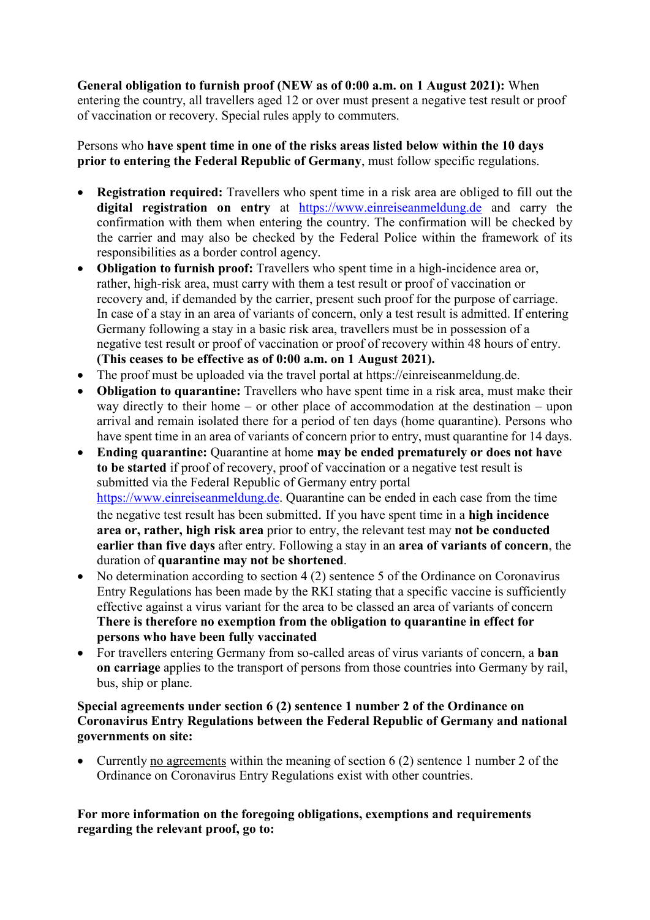**General obligation to furnish proof (NEW as of 0:00 a.m. on 1 August 2021):** When entering the country, all travellers aged 12 or over must present a negative test result or proof of vaccination or recovery. Special rules apply to commuters.

Persons who **have spent time in one of the risks areas listed below within the 10 days prior to entering the Federal Republic of Germany**, must follow specific regulations.

- **Registration required:** Travellers who spent time in a risk area are obliged to fill out the **digital registration on entry** at https://www.einreiseanmeldung.de and carry the confirmation with them when entering the country. The confirmation will be checked by the carrier and may also be checked by the Federal Police within the framework of its responsibilities as a border control agency.
- **Obligation to furnish proof:** Travellers who spent time in a high-incidence area or, rather, high-risk area, must carry with them a test result or proof of vaccination or recovery and, if demanded by the carrier, present such proof for the purpose of carriage. In case of a stay in an area of variants of concern, only a test result is admitted. If entering Germany following a stay in a basic risk area, travellers must be in possession of a negative test result or proof of vaccination or proof of recovery within 48 hours of entry. **(This ceases to be effective as of 0:00 a.m. on 1 August 2021).**
- The proof must be uploaded via the travel portal at https://einreiseanmeldung.de.
- **Obligation to quarantine:** Travellers who have spent time in a risk area, must make their way directly to their home – or other place of accommodation at the destination – upon arrival and remain isolated there for a period of ten days (home quarantine). Persons who have spent time in an area of variants of concern prior to entry, must quarantine for 14 days.
- **Ending quarantine:** Quarantine at home **may be ended prematurely or does not have to be started** if proof of recovery, proof of vaccination or a negative test result is submitted via the Federal Republic of Germany entry portal https://www.einreiseanmeldung.de. Quarantine can be ended in each case from the time the negative test result has been submitted. If you have spent time in a **high incidence area or, rather, high risk area** prior to entry, the relevant test may **not be conducted earlier than five days** after entry. Following a stay in an **area of variants of concern**, the duration of **quarantine may not be shortened**.
- No determination according to section 4 (2) sentence 5 of the Ordinance on Coronavirus Entry Regulations has been made by the RKI stating that a specific vaccine is sufficiently effective against a virus variant for the area to be classed an area of variants of concern **There is therefore no exemption from the obligation to quarantine in effect for persons who have been fully vaccinated**
- For travellers entering Germany from so-called areas of virus variants of concern, a **ban on carriage** applies to the transport of persons from those countries into Germany by rail, bus, ship or plane.

**Special agreements under section 6 (2) sentence 1 number 2 of the Ordinance on Coronavirus Entry Regulations between the Federal Republic of Germany and national governments on site:**

- Currently no agreements within the meaning of section 6 (2) sentence 1 number 2 of the Ordinance on Coronavirus Entry Regulations exist with other countries.

**For more information on the foregoing obligations, exemptions and requirements regarding the relevant proof, go to:**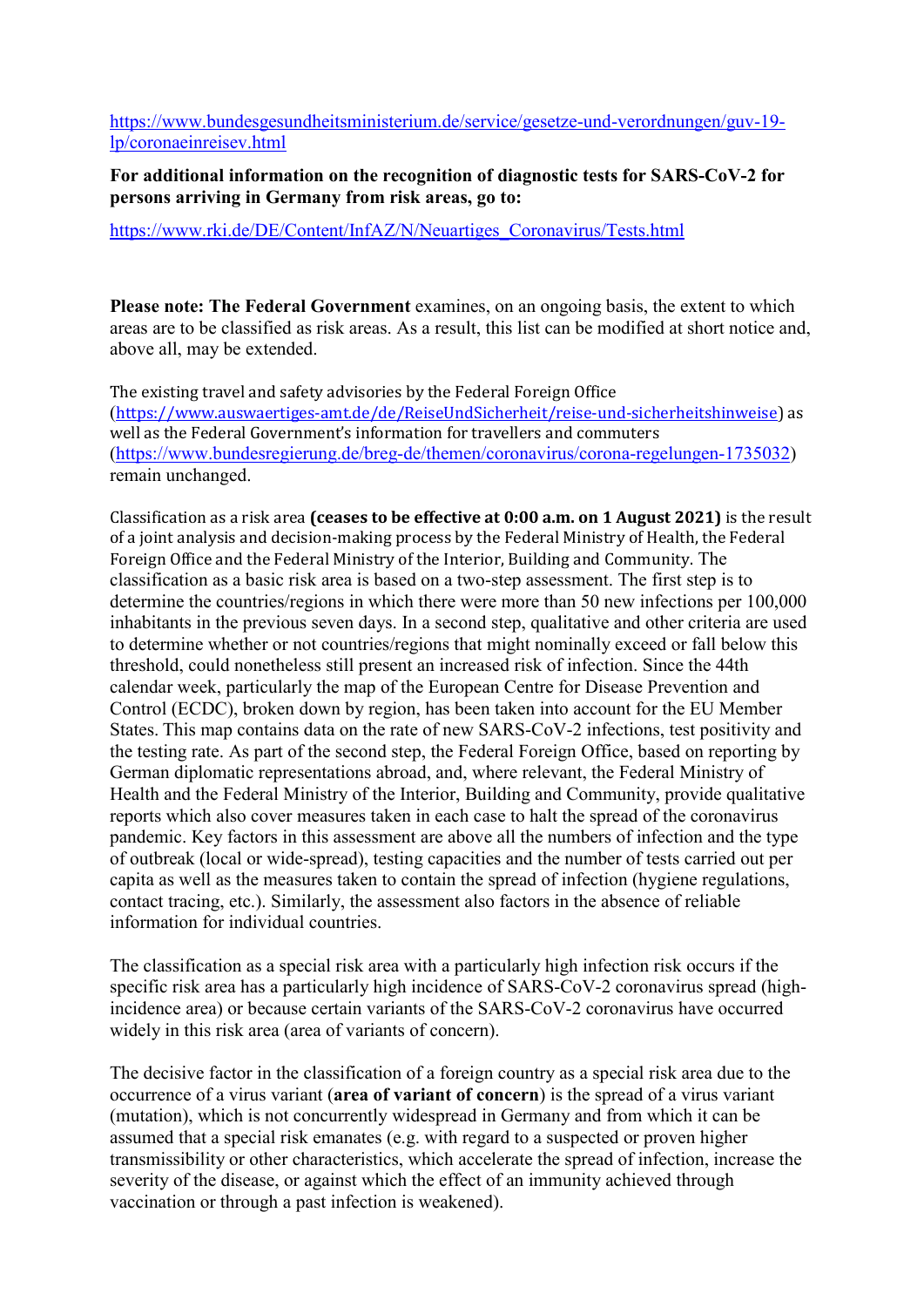https://www.bundesgesundheitsministerium.de/service/gesetze-und-verordnungen/guv-19-lp/coronaeinreisev.html

**For additional information on the recognition of diagnostic tests for SARS-CoV-2 for persons arriving in Germany from risk areas, go to:**

https://www.rki.de/DE/Content/InfAZ/N/Neuartiges_Coronavirus/Tests.html

**Please note: The Federal Government** examines, on an ongoing basis, the extent to which areas are to be classified as risk areas. As a result, this list can be modified at short notice and, above all, may be extended.

The existing travel and safety advisories by the Federal Foreign Office (https://www.auswaertiges-amt.de/de/ReiseUndSicherheit/reise-und-sicherheitshinweise) as well as the Federal Government's information for travellers and commuters (https://www.bundesregierung.de/breg-de/themen/coronavirus/corona-regelungen-1735032) remain unchanged.

Classification as a risk area **(ceases to be effective at 0:00 a.m. on 1 August 2021)** is the result of a joint analysis and decision-making process by the Federal Ministry of Health, the Federal Foreign Office and the Federal Ministry of the Interior, Building and Community. The classification as a basic risk area is based on a two-step assessment. The first step is to determine the countries/regions in which there were more than 50 new infections per 100,000 inhabitants in the previous seven days. In a second step, qualitative and other criteria are used to determine whether or not countries/regions that might nominally exceed or fall below this threshold, could nonetheless still present an increased risk of infection. Since the 44th calendar week, particularly the map of the European Centre for Disease Prevention and Control (ECDC), broken down by region, has been taken into account for the EU Member States. This map contains data on the rate of new SARS-CoV-2 infections, test positivity and the testing rate. As part of the second step, the Federal Foreign Office, based on reporting by German diplomatic representations abroad, and, where relevant, the Federal Ministry of Health and the Federal Ministry of the Interior, Building and Community, provide qualitative reports which also cover measures taken in each case to halt the spread of the coronavirus pandemic. Key factors in this assessment are above all the numbers of infection and the type of outbreak (local or wide-spread), testing capacities and the number of tests carried out per capita as well as the measures taken to contain the spread of infection (hygiene regulations, contact tracing, etc.). Similarly, the assessment also factors in the absence of reliable information for individual countries.

The classification as a special risk area with a particularly high infection risk occurs if the specific risk area has a particularly high incidence of SARS-CoV-2 coronavirus spread (high-incidence area) or because certain variants of the SARS-CoV-2 coronavirus have occurred widely in this risk area (area of variants of concern).

The decisive factor in the classification of a foreign country as a special risk area due to the occurrence of a virus variant (**area of variant of concern**) is the spread of a virus variant (mutation), which is not concurrently widespread in Germany and from which it can be assumed that a special risk emanates (e.g. with regard to a suspected or proven higher transmissibility or other characteristics, which accelerate the spread of infection, increase the severity of the disease, or against which the effect of an immunity achieved through vaccination or through a past infection is weakened).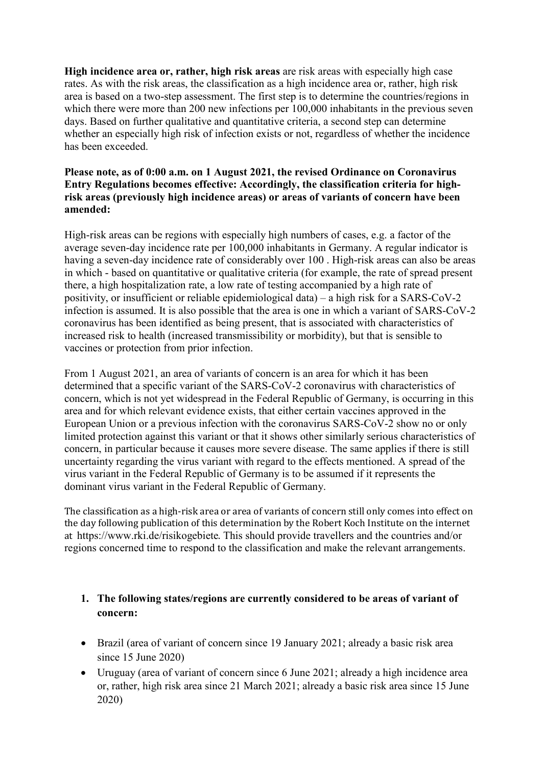**High incidence area or, rather, high risk areas** are risk areas with especially high case rates. As with the risk areas, the classification as a high incidence area or, rather, high risk area is based on a two-step assessment. The first step is to determine the countries/regions in which there were more than 200 new infections per 100,000 inhabitants in the previous seven days. Based on further qualitative and quantitative criteria, a second step can determine whether an especially high risk of infection exists or not, regardless of whether the incidence has been exceeded.

**Please note, as of 0:00 a.m. on 1 August 2021, the revised Ordinance on Coronavirus Entry Regulations becomes effective: Accordingly, the classification criteria for high-risk areas (previously high incidence areas) or areas of variants of concern have been amended:**

High-risk areas can be regions with especially high numbers of cases, e.g. a factor of the average seven-day incidence rate per 100,000 inhabitants in Germany. A regular indicator is having a seven-day incidence rate of considerably over 100 . High-risk areas can also be areas in which - based on quantitative or qualitative criteria (for example, the rate of spread present there, a high hospitalization rate, a low rate of testing accompanied by a high rate of positivity, or insufficient or reliable epidemiological data) – a high risk for a SARS-CoV-2 infection is assumed. It is also possible that the area is one in which a variant of SARS-CoV-2 coronavirus has been identified as being present, that is associated with characteristics of increased risk to health (increased transmissibility or morbidity), but that is sensible to vaccines or protection from prior infection.

From 1 August 2021, an area of variants of concern is an area for which it has been determined that a specific variant of the SARS-CoV-2 coronavirus with characteristics of concern, which is not yet widespread in the Federal Republic of Germany, is occurring in this area and for which relevant evidence exists, that either certain vaccines approved in the European Union or a previous infection with the coronavirus SARS-CoV-2 show no or only limited protection against this variant or that it shows other similarly serious characteristics of concern, in particular because it causes more severe disease. The same applies if there is still uncertainty regarding the virus variant with regard to the effects mentioned. A spread of the virus variant in the Federal Republic of Germany is to be assumed if it represents the dominant virus variant in the Federal Republic of Germany.

The classification as a high-risk area or area of variants of concern still only comes into effect on the day following publication of this determination by the Robert Koch Institute on the internet at https://www.rki.de/risikogebiete. This should provide travellers and the countries and/or regions concerned time to respond to the classification and make the relevant arrangements.

1. **The following states/regions are currently considered to be areas of variant of concern:**

- Brazil (area of variant of concern since 19 January 2021; already a basic risk area since 15 June 2020)
- Uruguay (area of variant of concern since 6 June 2021; already a high incidence area or, rather, high risk area since 21 March 2021; already a basic risk area since 15 June 2020)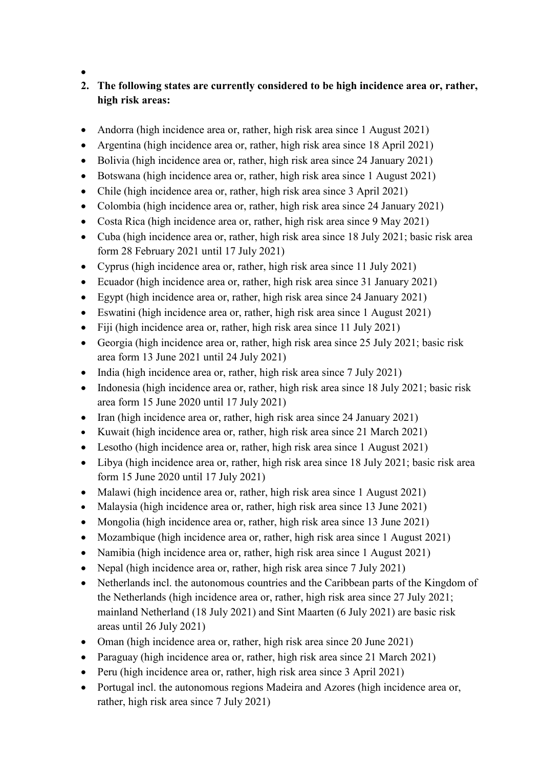- 

2. **The following states are currently considered to be high incidence area or, rather, high risk areas:**

- Andorra (high incidence area or, rather, high risk area since 1 August 2021)
- Argentina (high incidence area or, rather, high risk area since 18 April 2021)
- Bolivia (high incidence area or, rather, high risk area since 24 January 2021)
- Botswana (high incidence area or, rather, high risk area since 1 August 2021)
- Chile (high incidence area or, rather, high risk area since 3 April 2021)
- Colombia (high incidence area or, rather, high risk area since 24 January 2021)
- Costa Rica (high incidence area or, rather, high risk area since 9 May 2021)
- Cuba (high incidence area or, rather, high risk area since 18 July 2021; basic risk area form 28 February 2021 until 17 July 2021)
- Cyprus (high incidence area or, rather, high risk area since 11 July 2021)
- Ecuador (high incidence area or, rather, high risk area since 31 January 2021)
- Egypt (high incidence area or, rather, high risk area since 24 January 2021)
- Eswatini (high incidence area or, rather, high risk area since 1 August 2021)
- Fiji (high incidence area or, rather, high risk area since 11 July 2021)
- Georgia (high incidence area or, rather, high risk area since 25 July 2021; basic risk area form 13 June 2021 until 24 July 2021)
- India (high incidence area or, rather, high risk area since 7 July 2021)
- Indonesia (high incidence area or, rather, high risk area since 18 July 2021; basic risk area form 15 June 2020 until 17 July 2021)
- Iran (high incidence area or, rather, high risk area since 24 January 2021)
- Kuwait (high incidence area or, rather, high risk area since 21 March 2021)
- Lesotho (high incidence area or, rather, high risk area since 1 August 2021)
- Libya (high incidence area or, rather, high risk area since 18 July 2021; basic risk area form 15 June 2020 until 17 July 2021)
- Malawi (high incidence area or, rather, high risk area since 1 August 2021)
- Malaysia (high incidence area or, rather, high risk area since 13 June 2021)
- Mongolia (high incidence area or, rather, high risk area since 13 June 2021)
- Mozambique (high incidence area or, rather, high risk area since 1 August 2021)
- Namibia (high incidence area or, rather, high risk area since 1 August 2021)
- Nepal (high incidence area or, rather, high risk area since 7 July 2021)
- Netherlands incl. the autonomous countries and the Caribbean parts of the Kingdom of the Netherlands (high incidence area or, rather, high risk area since 27 July 2021; mainland Netherland (18 July 2021) and Sint Maarten (6 July 2021) are basic risk areas until 26 July 2021)
- Oman (high incidence area or, rather, high risk area since 20 June 2021)
- Paraguay (high incidence area or, rather, high risk area since 21 March 2021)
- Peru (high incidence area or, rather, high risk area since 3 April 2021)
- Portugal incl. the autonomous regions Madeira and Azores (high incidence area or, rather, high risk area since 7 July 2021)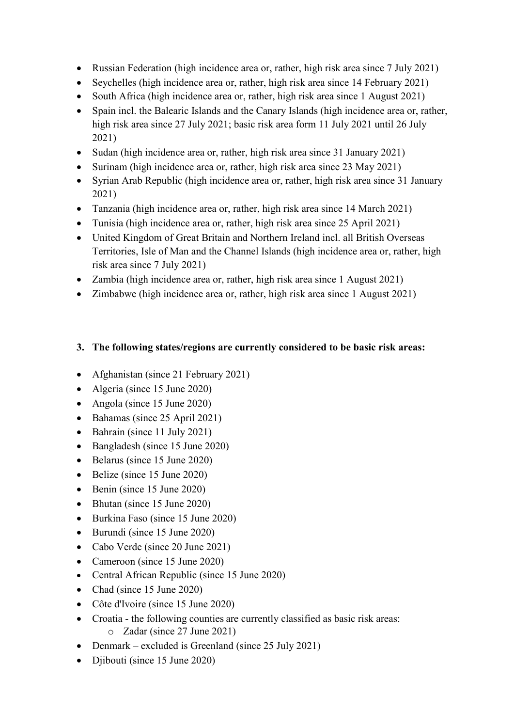- Russian Federation (high incidence area or, rather, high risk area since 7 July 2021)
- Seychelles (high incidence area or, rather, high risk area since 14 February 2021)
- South Africa (high incidence area or, rather, high risk area since 1 August 2021)
- Spain incl. the Balearic Islands and the Canary Islands (high incidence area or, rather, high risk area since 27 July 2021; basic risk area form 11 July 2021 until 26 July 2021)
- Sudan (high incidence area or, rather, high risk area since 31 January 2021)
- Surinam (high incidence area or, rather, high risk area since 23 May 2021)
- Syrian Arab Republic (high incidence area or, rather, high risk area since 31 January 2021)
- Tanzania (high incidence area or, rather, high risk area since 14 March 2021)
- Tunisia (high incidence area or, rather, high risk area since 25 April 2021)
- United Kingdom of Great Britain and Northern Ireland incl. all British Overseas Territories, Isle of Man and the Channel Islands (high incidence area or, rather, high risk area since 7 July 2021)
- Zambia (high incidence area or, rather, high risk area since 1 August 2021)
- Zimbabwe (high incidence area or, rather, high risk area since 1 August 2021)

**3. The following states/regions are currently considered to be basic risk areas:**

- Afghanistan (since 21 February 2021)
- Algeria (since 15 June 2020)
- Angola (since 15 June 2020)
- Bahamas (since 25 April 2021)
- Bahrain (since 11 July 2021)
- Bangladesh (since 15 June 2020)
- Belarus (since 15 June 2020)
- Belize (since 15 June 2020)
- Benin (since 15 June 2020)
- Bhutan (since 15 June 2020)
- Burkina Faso (since 15 June 2020)
- Burundi (since 15 June 2020)
- Cabo Verde (since 20 June 2021)
- Cameroon (since 15 June 2020)
- Central African Republic (since 15 June 2020)
- Chad (since 15 June 2020)
- Côte d'Ivoire (since 15 June 2020)
- Croatia - the following counties are currently classified as basic risk areas:
  - Zadar (since 27 June 2021)
- Denmark – excluded is Greenland (since 25 July 2021)
- Djibouti (since 15 June 2020)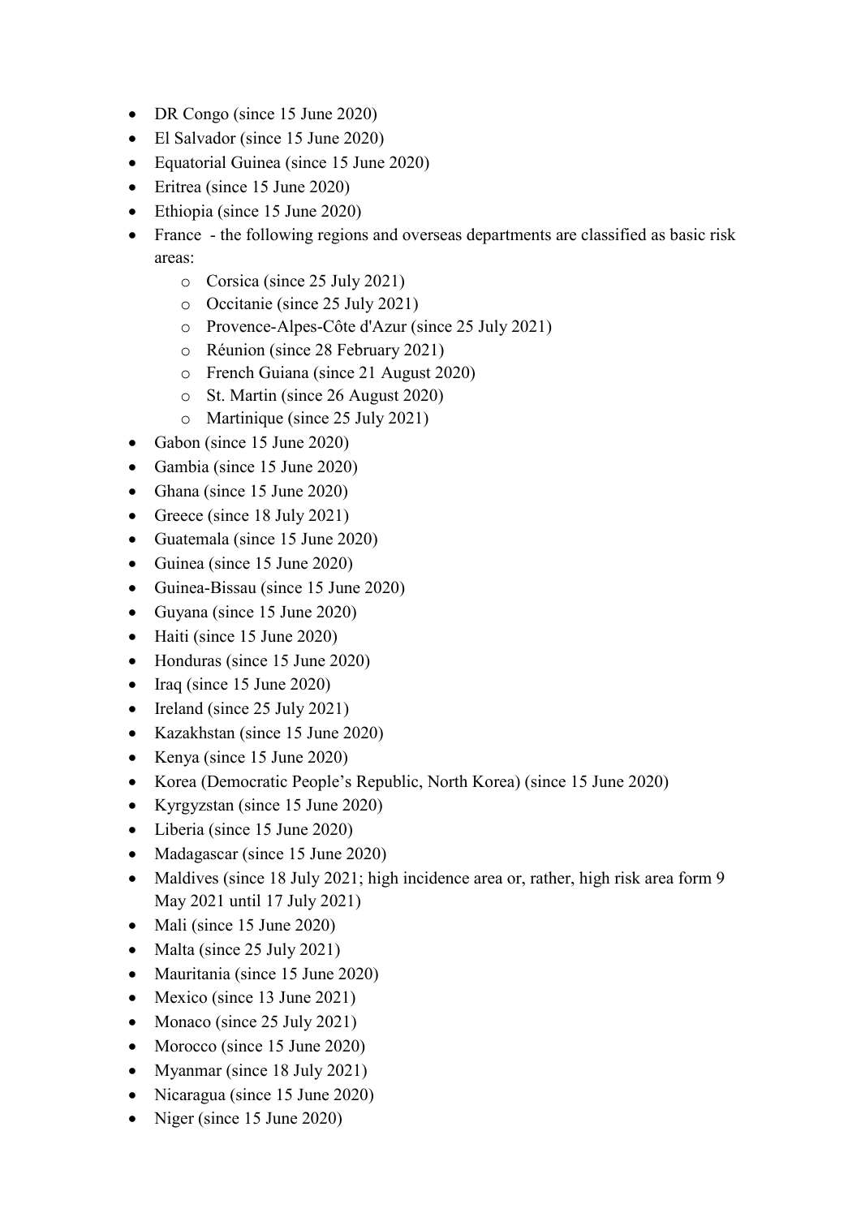- DR Congo (since 15 June 2020)
- El Salvador (since 15 June 2020)
- Equatorial Guinea (since 15 June 2020)
- Eritrea (since 15 June 2020)
- Ethiopia (since 15 June 2020)
- France - the following regions and overseas departments are classified as basic risk areas:
    - Corsica (since 25 July 2021)
    - Occitanie (since 25 July 2021)
    - Provence-Alpes-Côte d'Azur (since 25 July 2021)
    - Réunion (since 28 February 2021)
    - French Guiana (since 21 August 2020)
    - St. Martin (since 26 August 2020)
    - Martinique (since 25 July 2021)
- Gabon (since 15 June 2020)
- Gambia (since 15 June 2020)
- Ghana (since 15 June 2020)
- Greece (since 18 July 2021)
- Guatemala (since 15 June 2020)
- Guinea (since 15 June 2020)
- Guinea-Bissau (since 15 June 2020)
- Guyana (since 15 June 2020)
- Haiti (since 15 June 2020)
- Honduras (since 15 June 2020)
- Iraq (since 15 June 2020)
- Ireland (since 25 July 2021)
- Kazakhstan (since 15 June 2020)
- Kenya (since 15 June 2020)
- Korea (Democratic People's Republic, North Korea) (since 15 June 2020)
- Kyrgyzstan (since 15 June 2020)
- Liberia (since 15 June 2020)
- Madagascar (since 15 June 2020)
- Maldives (since 18 July 2021; high incidence area or, rather, high risk area form 9 May 2021 until 17 July 2021)
- Mali (since 15 June 2020)
- Malta (since 25 July 2021)
- Mauritania (since 15 June 2020)
- Mexico (since 13 June 2021)
- Monaco (since 25 July 2021)
- Morocco (since 15 June 2020)
- Myanmar (since 18 July 2021)
- Nicaragua (since 15 June 2020)
- Niger (since 15 June 2020)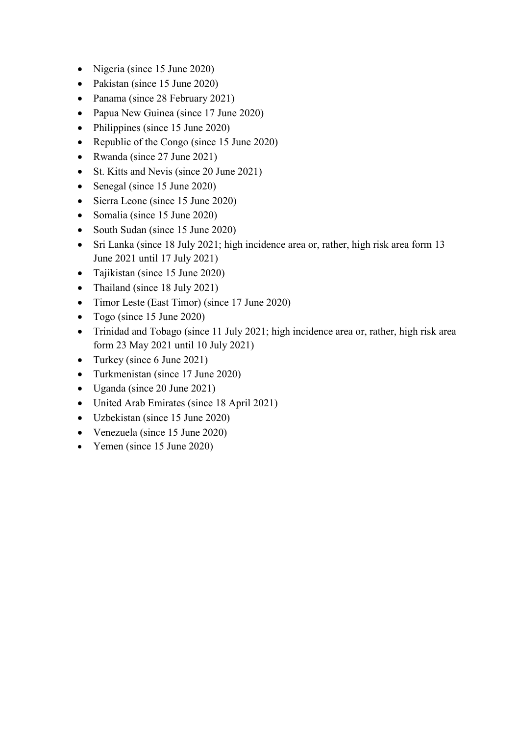- Nigeria (since 15 June 2020)
- Pakistan (since 15 June 2020)
- Panama (since 28 February 2021)
- Papua New Guinea (since 17 June 2020)
- Philippines (since 15 June 2020)
- Republic of the Congo (since 15 June 2020)
- Rwanda (since 27 June 2021)
- St. Kitts and Nevis (since 20 June 2021)
- Senegal (since 15 June 2020)
- Sierra Leone (since 15 June 2020)
- Somalia (since 15 June 2020)
- South Sudan (since 15 June 2020)
- Sri Lanka (since 18 July 2021; high incidence area or, rather, high risk area form 13 June 2021 until 17 July 2021)
- Tajikistan (since 15 June 2020)
- Thailand (since 18 July 2021)
- Timor Leste (East Timor) (since 17 June 2020)
- Togo (since 15 June 2020)
- Trinidad and Tobago (since 11 July 2021; high incidence area or, rather, high risk area form 23 May 2021 until 10 July 2021)
- Turkey (since 6 June 2021)
- Turkmenistan (since 17 June 2020)
- Uganda (since 20 June 2021)
- United Arab Emirates (since 18 April 2021)
- Uzbekistan (since 15 June 2020)
- Venezuela (since 15 June 2020)
- Yemen (since 15 June 2020)